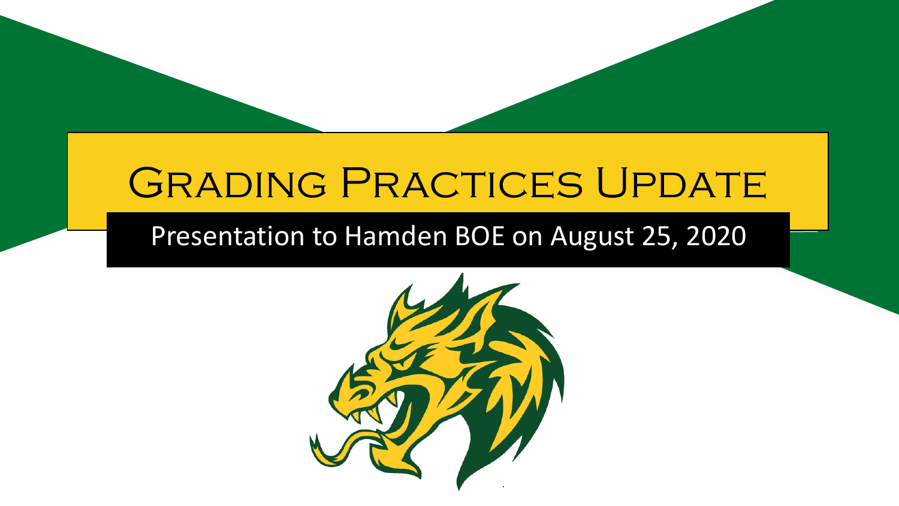# Grading Practices Update

Presentation to Hamden BOE on August 25, 2020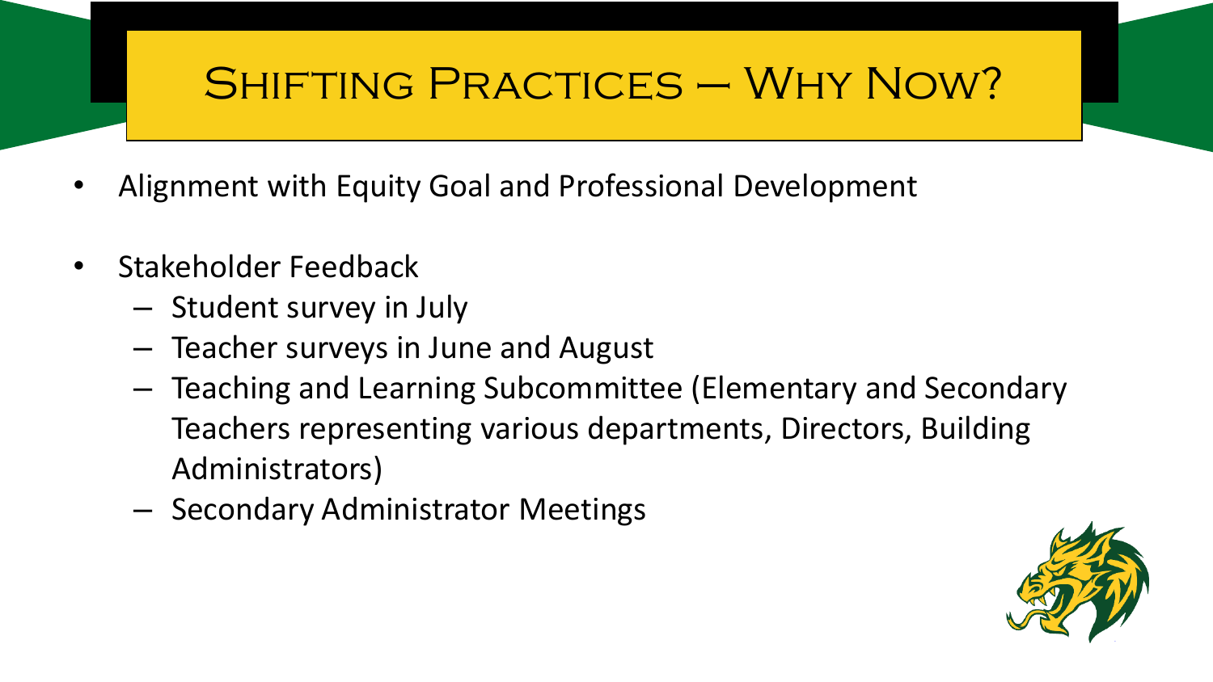# Shifting Practices – Why Now?

- Alignment with Equity Goal and Professional Development
- Stakeholder Feedback
  - Student survey in July
  - Teacher surveys in June and August
  - Teaching and Learning Subcommittee (Elementary and Secondary Teachers representing various departments, Directors, Building Administrators)
  - Secondary Administrator Meetings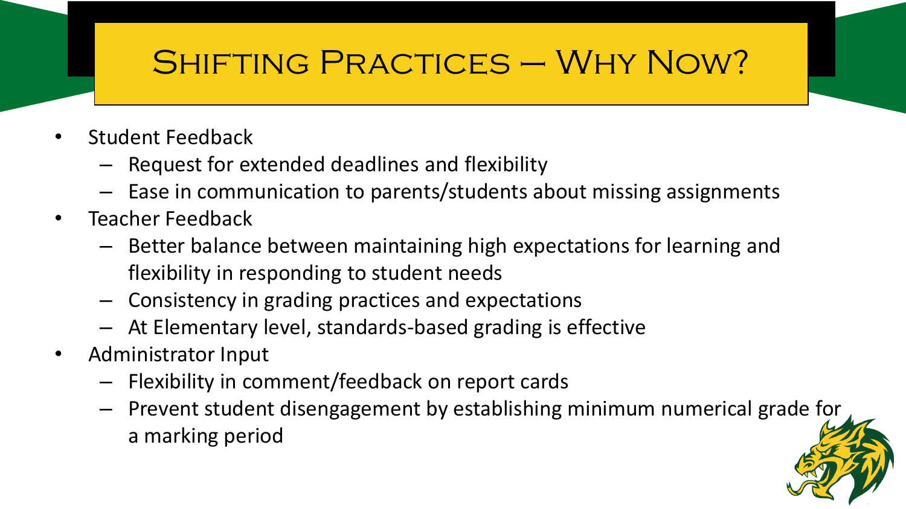# Shifting Practices – Why Now?

- Student Feedback
  - Request for extended deadlines and flexibility
  - Ease in communication to parents/students about missing assignments
- Teacher Feedback
  - Better balance between maintaining high expectations for learning and flexibility in responding to student needs
  - Consistency in grading practices and expectations
  - At Elementary level, standards-based grading is effective
- Administrator Input
  - Flexibility in comment/feedback on report cards
  - Prevent student disengagement by establishing minimum numerical grade for a marking period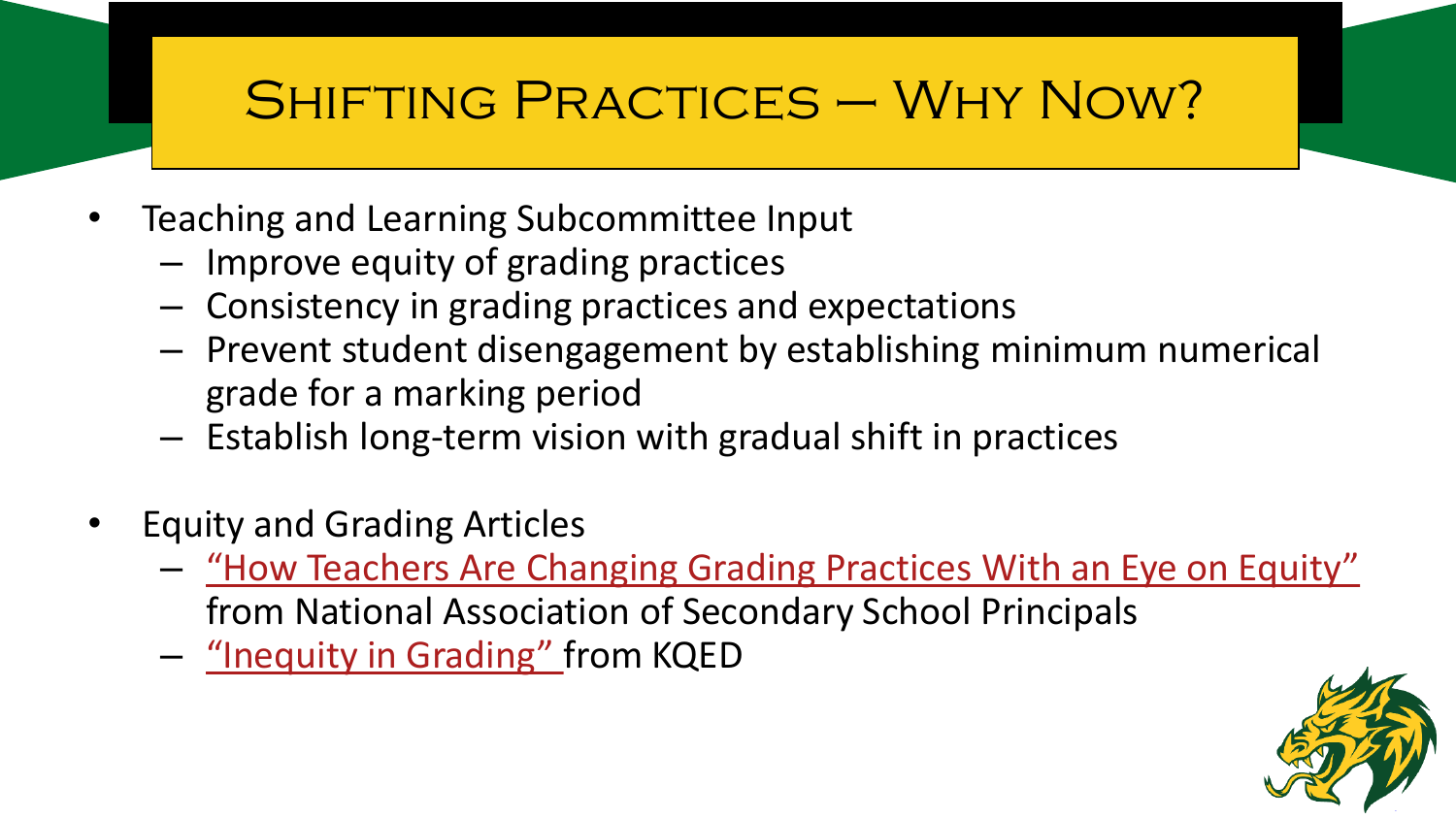# Shifting Practices – Why Now?

- Teaching and Learning Subcommittee Input
  - Improve equity of grading practices
  - Consistency in grading practices and expectations
  - Prevent student disengagement by establishing minimum numerical grade for a marking period
  - Establish long-term vision with gradual shift in practices

- Equity and Grading Articles
  - "How Teachers Are Changing Grading Practices With an Eye on Equity" from National Association of Secondary School Principals
  - "Inequity in Grading" from KQED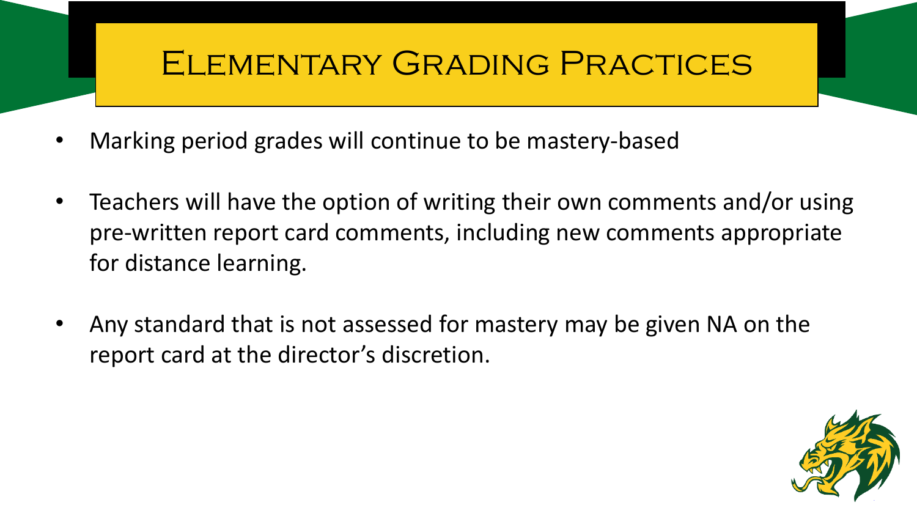# Elementary Grading Practices

- Marking period grades will continue to be mastery-based
- Teachers will have the option of writing their own comments and/or using pre-written report card comments, including new comments appropriate for distance learning.
- Any standard that is not assessed for mastery may be given NA on the report card at the director's discretion.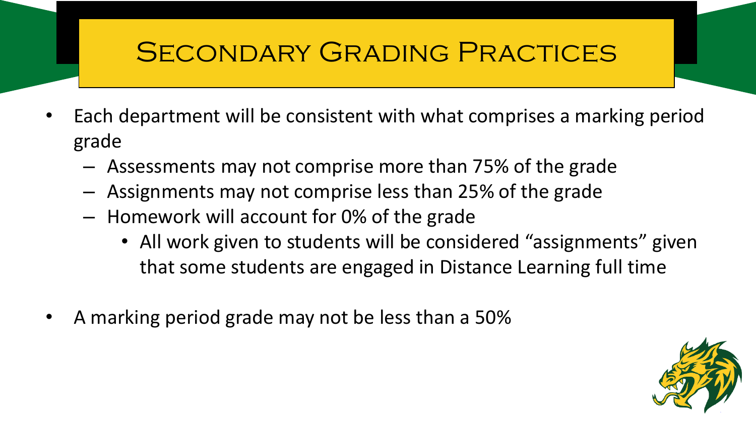# Secondary Grading Practices

- Each department will be consistent with what comprises a marking period grade
  - Assessments may not comprise more than 75% of the grade
  - Assignments may not comprise less than 25% of the grade
  - Homework will account for 0% of the grade
    - All work given to students will be considered “assignments” given that some students are engaged in Distance Learning full time
- A marking period grade may not be less than a 50%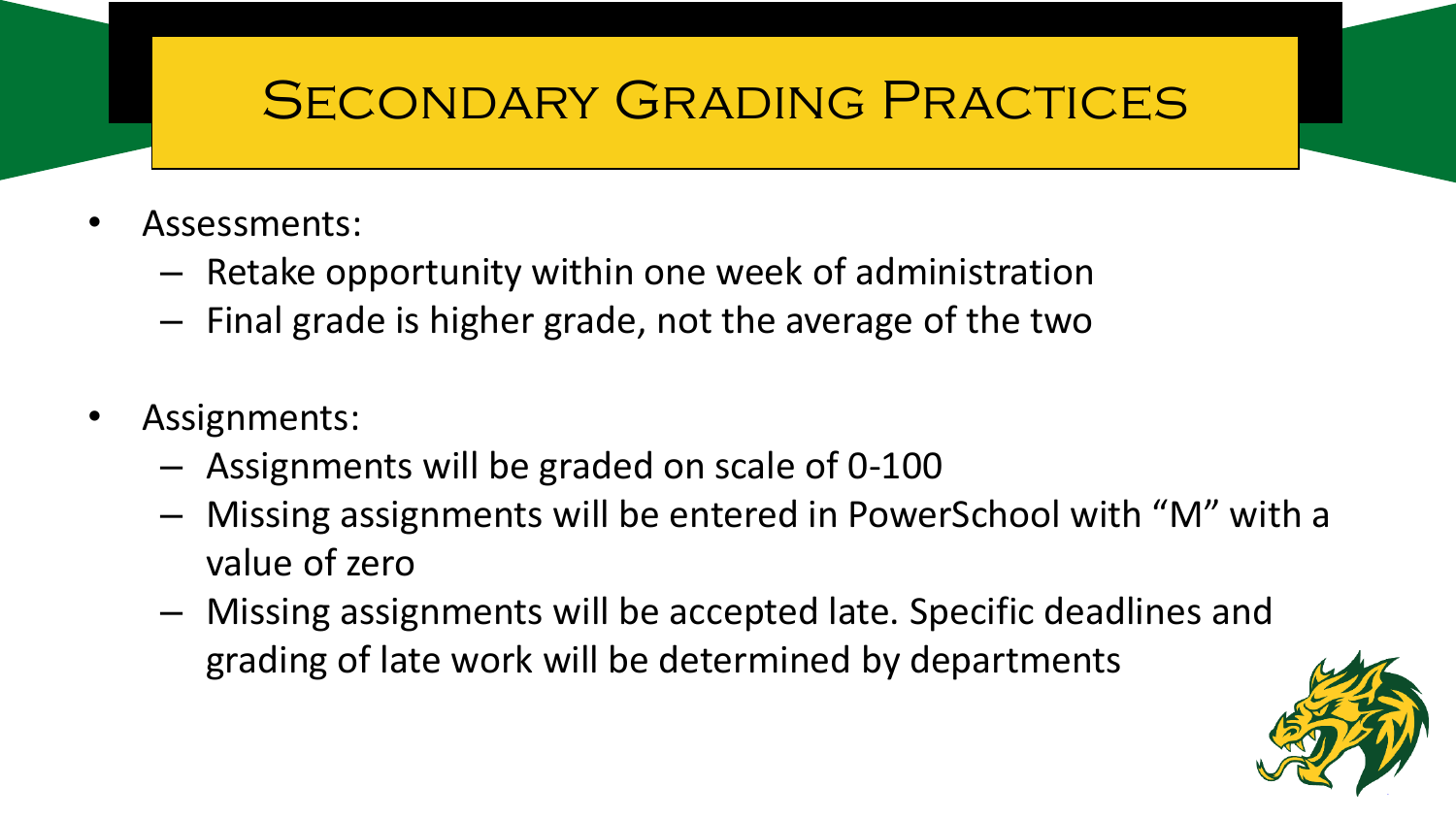# Secondary Grading Practices

- Assessments:
  - Retake opportunity within one week of administration
  - Final grade is higher grade, not the average of the two

- Assignments:
  - Assignments will be graded on scale of 0-100
  - Missing assignments will be entered in PowerSchool with "M" with a value of zero
  - Missing assignments will be accepted late. Specific deadlines and grading of late work will be determined by departments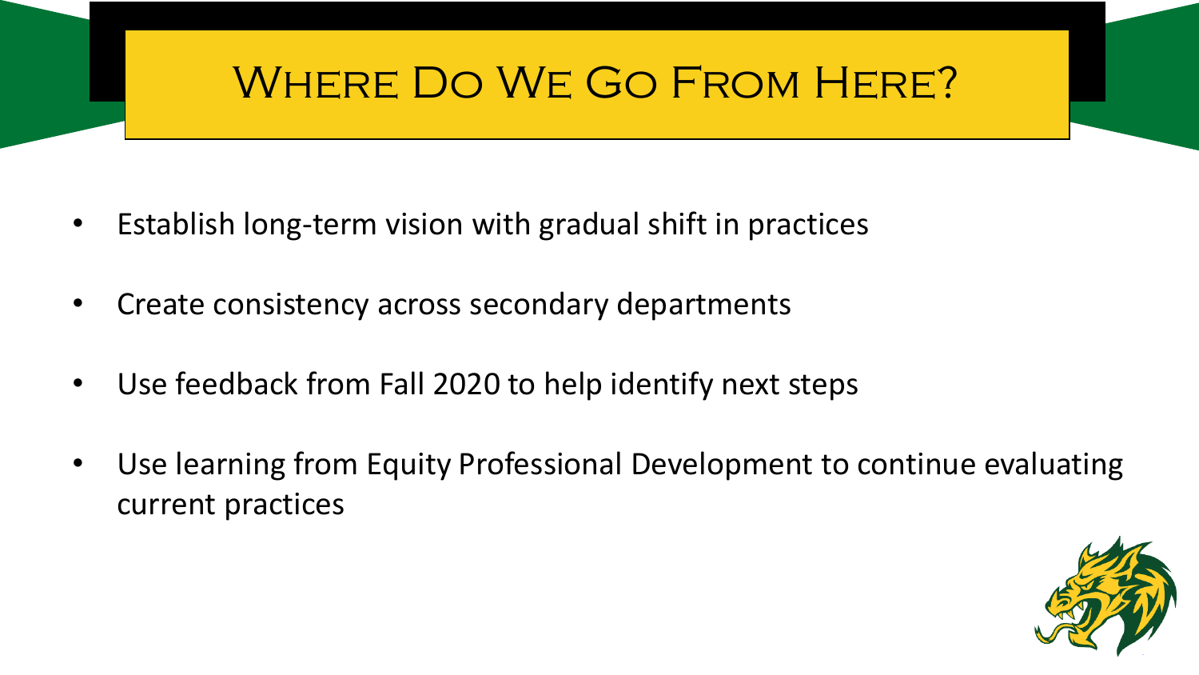# Where Do We Go From Here?

- Establish long-term vision with gradual shift in practices
- Create consistency across secondary departments
- Use feedback from Fall 2020 to help identify next steps
- Use learning from Equity Professional Development to continue evaluating current practices